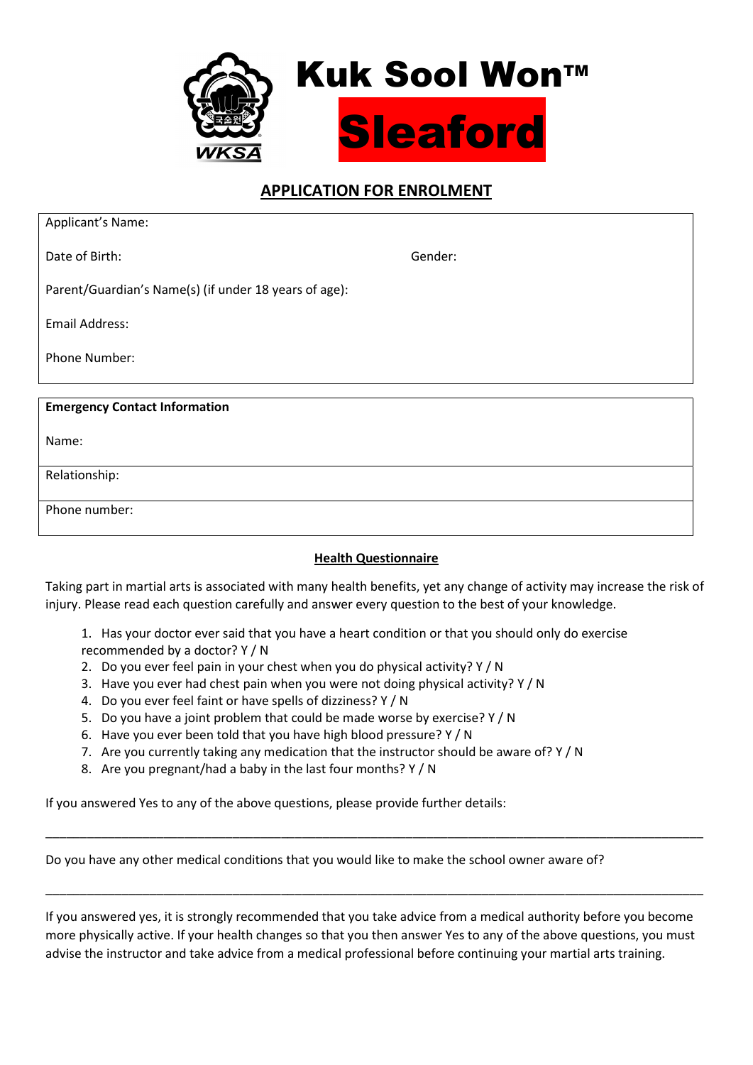# Kuk Sool Won™

# Sleaford

## APPLICATION FOR ENROLMENT

Applicant's Name:

Date of Birth: Gender:

Parent/Guardian's Name(s) (if under 18 years of age):

Email Address:

Phone Number:

**Emergency Contact Information**

Name:

Relationship:

Phone number:

### Health Questionnaire

Taking part in martial arts is associated with many health benefits, yet any change of activity may increase the risk of injury. Please read each question carefully and answer every question to the best of your knowledge.

1. Has your doctor ever said that you have a heart condition or that you should only do exercise recommended by a doctor? Y / N
2. Do you ever feel pain in your chest when you do physical activity? Y / N
3. Have you ever had chest pain when you were not doing physical activity? Y / N
4. Do you ever feel faint or have spells of dizziness? Y / N
5. Do you have a joint problem that could be made worse by exercise? Y / N
6. Have you ever been told that you have high blood pressure? Y / N
7. Are you currently taking any medication that the instructor should be aware of? Y / N
8. Are you pregnant/had a baby in the last four months? Y / N

If you answered Yes to any of the above questions, please provide further details:

\_\_\_\_\_\_\_\_\_\_\_\_\_\_\_\_\_\_\_\_\_\_\_\_\_\_\_\_\_\_\_\_\_\_\_\_\_\_\_\_\_\_\_\_\_\_\_\_\_\_\_\_\_\_\_\_\_\_\_\_\_\_\_\_\_\_\_\_\_\_\_\_\_\_\_\_\_\_\_\_

Do you have any other medical conditions that you would like to make the school owner aware of?

\_\_\_\_\_\_\_\_\_\_\_\_\_\_\_\_\_\_\_\_\_\_\_\_\_\_\_\_\_\_\_\_\_\_\_\_\_\_\_\_\_\_\_\_\_\_\_\_\_\_\_\_\_\_\_\_\_\_\_\_\_\_\_\_\_\_\_\_\_\_\_\_\_\_\_\_\_\_\_\_

If you answered yes, it is strongly recommended that you take advice from a medical authority before you become more physically active. If your health changes so that you then answer Yes to any of the above questions, you must advise the instructor and take advice from a medical professional before continuing your martial arts training.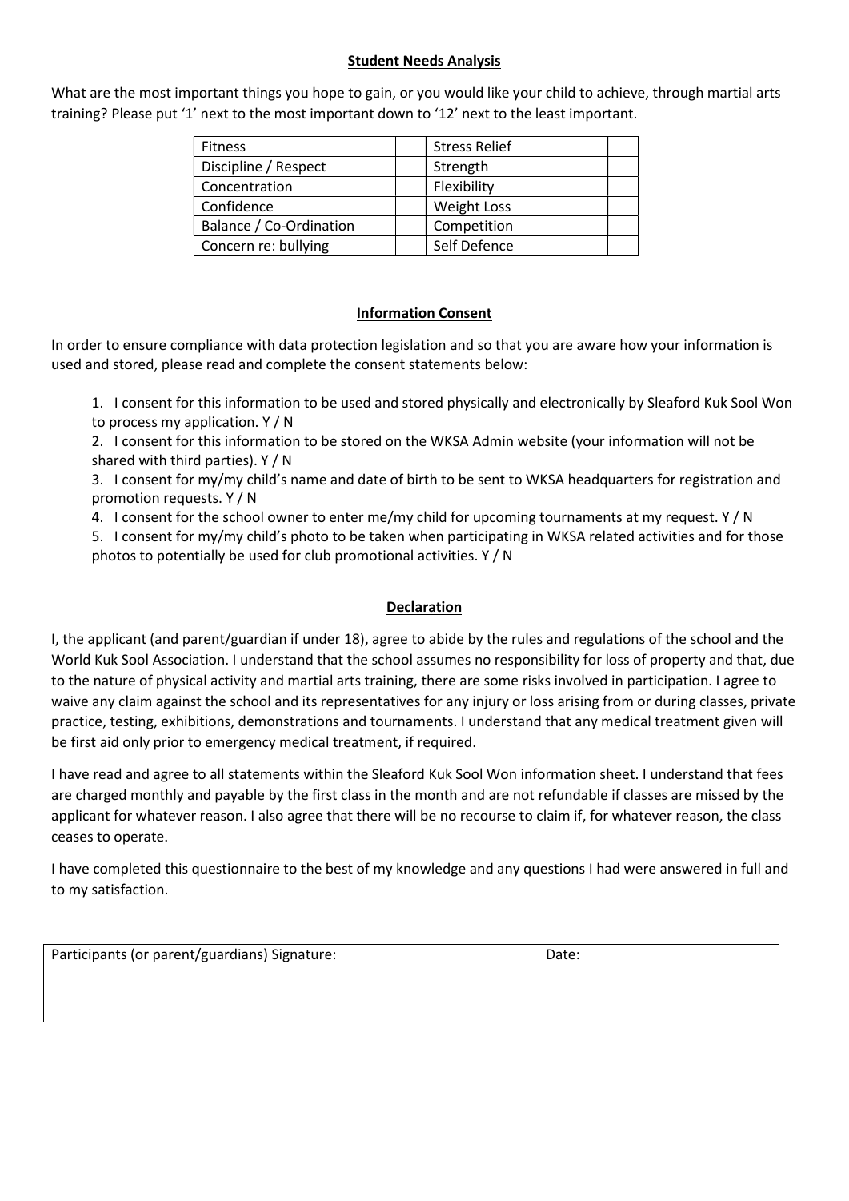**Student Needs Analysis**

What are the most important things you hope to gain, or you would like your child to achieve, through martial arts training? Please put '1' next to the most important down to '12' next to the least important.

| | | | |
|---|---|---|---|
| Fitness | | Stress Relief | |
| Discipline / Respect | | Strength | |
| Concentration | | Flexibility | |
| Confidence | | Weight Loss | |
| Balance / Co-Ordination | | Competition | |
| Concern re: bullying | | Self Defence | |

**Information Consent**

In order to ensure compliance with data protection legislation and so that you are aware how your information is used and stored, please read and complete the consent statements below:

1. I consent for this information to be used and stored physically and electronically by Sleaford Kuk Sool Won to process my application. Y / N
2. I consent for this information to be stored on the WKSA Admin website (your information will not be shared with third parties). Y / N
3. I consent for my/my child's name and date of birth to be sent to WKSA headquarters for registration and promotion requests. Y / N
4. I consent for the school owner to enter me/my child for upcoming tournaments at my request. Y / N
5. I consent for my/my child's photo to be taken when participating in WKSA related activities and for those photos to potentially be used for club promotional activities. Y / N

**Declaration**

I, the applicant (and parent/guardian if under 18), agree to abide by the rules and regulations of the school and the World Kuk Sool Association. I understand that the school assumes no responsibility for loss of property and that, due to the nature of physical activity and martial arts training, there are some risks involved in participation. I agree to waive any claim against the school and its representatives for any injury or loss arising from or during classes, private practice, testing, exhibitions, demonstrations and tournaments. I understand that any medical treatment given will be first aid only prior to emergency medical treatment, if required.

I have read and agree to all statements within the Sleaford Kuk Sool Won information sheet. I understand that fees are charged monthly and payable by the first class in the month and are not refundable if classes are missed by the applicant for whatever reason. I also agree that there will be no recourse to claim if, for whatever reason, the class ceases to operate.

I have completed this questionnaire to the best of my knowledge and any questions I had were answered in full and to my satisfaction.

| | |
|---|---|
| Participants (or parent/guardians) Signature: | Date: |